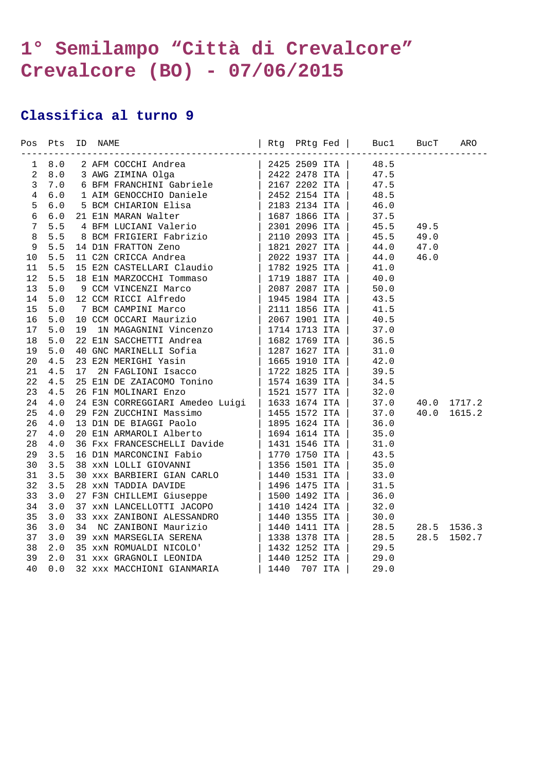# 1° Semilampo “Città di Crevalcore”
# Crevalcore (BO) - 07/06/2015

## Classifica al turno 9

| Pos | Pts | ID | NAME | Rtg | PRtg | Fed | Buc1 | BucT | ARO |
|---|---|---|---|---|---|---|---|---|---|
| 1 | 8.0 | 2 | AFM COCCHI Andrea | 2425 | 2509 | ITA | 48.5 | | |
| 2 | 8.0 | 3 | AWG ZIMINA Olga | 2422 | 2478 | ITA | 47.5 | | |
| 3 | 7.0 | 6 | BFM FRANCHINI Gabriele | 2167 | 2202 | ITA | 47.5 | | |
| 4 | 6.0 | 1 | AIM GENOCCHIO Daniele | 2452 | 2154 | ITA | 48.5 | | |
| 5 | 6.0 | 5 | BCM CHIARION Elisa | 2183 | 2134 | ITA | 46.0 | | |
| 6 | 6.0 | 21 | E1N MARAN Walter | 1687 | 1866 | ITA | 37.5 | | |
| 7 | 5.5 | 4 | BFM LUCIANI Valerio | 2301 | 2096 | ITA | 45.5 | 49.5 | |
| 8 | 5.5 | 8 | BCM FRIGIERI Fabrizio | 2110 | 2093 | ITA | 45.5 | 49.0 | |
| 9 | 5.5 | 14 | D1N FRATTON Zeno | 1821 | 2027 | ITA | 44.0 | 47.0 | |
| 10 | 5.5 | 11 | C2N CRICCA Andrea | 2022 | 1937 | ITA | 44.0 | 46.0 | |
| 11 | 5.5 | 15 | E2N CASTELLARI Claudio | 1782 | 1925 | ITA | 41.0 | | |
| 12 | 5.5 | 18 | E1N MARZOCCHI Tommaso | 1719 | 1887 | ITA | 40.0 | | |
| 13 | 5.0 | 9 | CCM VINCENZI Marco | 2087 | 2087 | ITA | 50.0 | | |
| 14 | 5.0 | 12 | CCM RICCI Alfredo | 1945 | 1984 | ITA | 43.5 | | |
| 15 | 5.0 | 7 | BCM CAMPINI Marco | 2111 | 1856 | ITA | 41.5 | | |
| 16 | 5.0 | 10 | CCM OCCARI Maurizio | 2067 | 1901 | ITA | 40.5 | | |
| 17 | 5.0 | 19 | 1N MAGAGNINI Vincenzo | 1714 | 1713 | ITA | 37.0 | | |
| 18 | 5.0 | 22 | E1N SACCHETTI Andrea | 1682 | 1769 | ITA | 36.5 | | |
| 19 | 5.0 | 40 | GNC MARINELLI Sofia | 1287 | 1627 | ITA | 31.0 | | |
| 20 | 4.5 | 23 | E2N MERIGHI Yasin | 1665 | 1910 | ITA | 42.0 | | |
| 21 | 4.5 | 17 | 2N FAGLIONI Isacco | 1722 | 1825 | ITA | 39.5 | | |
| 22 | 4.5 | 25 | E1N DE ZAIACOMO Tonino | 1574 | 1639 | ITA | 34.5 | | |
| 23 | 4.5 | 26 | F1N MOLINARI Enzo | 1521 | 1577 | ITA | 32.0 | | |
| 24 | 4.0 | 24 | E3N CORREGGIARI Amedeo Luigi | 1633 | 1674 | ITA | 37.0 | 40.0 | 1717.2 |
| 25 | 4.0 | 29 | F2N ZUCCHINI Massimo | 1455 | 1572 | ITA | 37.0 | 40.0 | 1615.2 |
| 26 | 4.0 | 13 | D1N DE BIAGGI Paolo | 1895 | 1624 | ITA | 36.0 | | |
| 27 | 4.0 | 20 | E1N ARMAROLI Alberto | 1694 | 1614 | ITA | 35.0 | | |
| 28 | 4.0 | 36 | Fxx FRANCESCHELLI Davide | 1431 | 1546 | ITA | 31.0 | | |
| 29 | 3.5 | 16 | D1N MARCONCINI Fabio | 1770 | 1750 | ITA | 43.5 | | |
| 30 | 3.5 | 38 | xxN LOLLI GIOVANNI | 1356 | 1501 | ITA | 35.0 | | |
| 31 | 3.5 | 30 | xxx BARBIERI GIAN CARLO | 1440 | 1531 | ITA | 33.0 | | |
| 32 | 3.5 | 28 | xxN TADDIA DAVIDE | 1496 | 1475 | ITA | 31.5 | | |
| 33 | 3.0 | 27 | F3N CHILLEMI Giuseppe | 1500 | 1492 | ITA | 36.0 | | |
| 34 | 3.0 | 37 | xxN LANCELLOTTI JACOPO | 1410 | 1424 | ITA | 32.0 | | |
| 35 | 3.0 | 33 | xxx ZANIBONI ALESSANDRO | 1440 | 1355 | ITA | 30.0 | | |
| 36 | 3.0 | 34 | NC ZANIBONI Maurizio | 1440 | 1411 | ITA | 28.5 | 28.5 | 1536.3 |
| 37 | 3.0 | 39 | xxN MARSEGLIA SERENA | 1338 | 1378 | ITA | 28.5 | 28.5 | 1502.7 |
| 38 | 2.0 | 35 | xxN ROMUALDI NICOLO' | 1432 | 1252 | ITA | 29.5 | | |
| 39 | 2.0 | 31 | xxx GRAGNOLI LEONIDA | 1440 | 1252 | ITA | 29.0 | | |
| 40 | 0.0 | 32 | xxx MACCHIONI GIANMARIA | 1440 | 707 | ITA | 29.0 | | |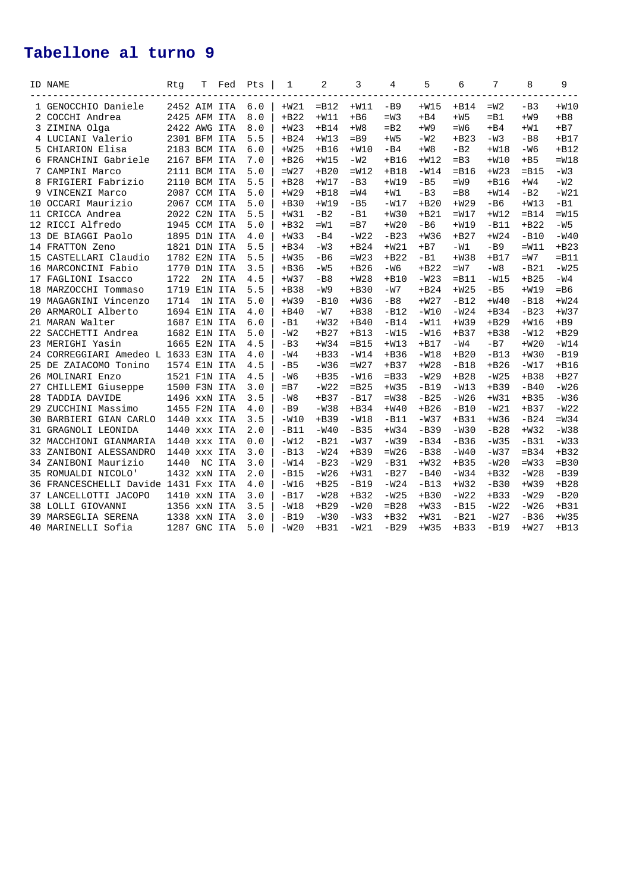# Tabellone al turno 9

| ID | NAME | Rtg | T | Fed | Pts | 1 | 2 | 3 | 4 | 5 | 6 | 7 | 8 | 9 |
|---|---|---|---|---|---|---|---|---|---|---|---|---|---|---|
| 1 | GENOCCHIO Daniele | 2452 | AIM | ITA | 6.0 | +W21 | =B12 | +W11 | -B9 | +W15 | +B14 | =W2 | -B3 | +W10 |
| 2 | COCCHI Andrea | 2425 | AFM | ITA | 8.0 | +B22 | +W11 | +B6 | =W3 | +B4 | +W5 | =B1 | +W9 | +B8 |
| 3 | ZIMINA Olga | 2422 | AWG | ITA | 8.0 | +W23 | +B14 | +W8 | =B2 | +W9 | =W6 | +B4 | +W1 | +B7 |
| 4 | LUCIANI Valerio | 2301 | BFM | ITA | 5.5 | +B24 | +W13 | =B9 | +W5 | -W2 | +B23 | -W3 | -B8 | +B17 |
| 5 | CHIARION Elisa | 2183 | BCM | ITA | 6.0 | +W25 | +B16 | +W10 | -B4 | +W8 | -B2 | +W18 | -W6 | +B12 |
| 6 | FRANCHINI Gabriele | 2167 | BFM | ITA | 7.0 | +B26 | +W15 | -W2 | +B16 | +W12 | =B3 | +W10 | +B5 | =W18 |
| 7 | CAMPINI Marco | 2111 | BCM | ITA | 5.0 | =W27 | +B20 | =W12 | +B18 | -W14 | =B16 | +W23 | =B15 | -W3 |
| 8 | FRIGIERI Fabrizio | 2110 | BCM | ITA | 5.5 | +B28 | +W17 | -B3 | +W19 | -B5 | =W9 | +B16 | +W4 | -W2 |
| 9 | VINCENZI Marco | 2087 | CCM | ITA | 5.0 | +W29 | +B18 | =W4 | +W1 | -B3 | =B8 | +W14 | -B2 | -W21 |
| 10 | OCCARI Maurizio | 2067 | CCM | ITA | 5.0 | +B30 | +W19 | -B5 | -W17 | +B20 | +W29 | -B6 | +W13 | -B1 |
| 11 | CRICCA Andrea | 2022 | C2N | ITA | 5.5 | +W31 | -B2 | -B1 | +W30 | +B21 | =W17 | +W12 | =B14 | =W15 |
| 12 | RICCI Alfredo | 1945 | CCM | ITA | 5.0 | +B32 | =W1 | =B7 | +W20 | -B6 | +W19 | -B11 | +B22 | -W5 |
| 13 | DE BIAGGI Paolo | 1895 | D1N | ITA | 4.0 | +W33 | -B4 | -W22 | -B23 | +W36 | +B27 | +W24 | -B10 | -W40 |
| 14 | FRATTON Zeno | 1821 | D1N | ITA | 5.5 | +B34 | -W3 | +B24 | +W21 | +B7 | -W1 | -B9 | =W11 | +B23 |
| 15 | CASTELLARI Claudio | 1782 | E2N | ITA | 5.5 | +W35 | -B6 | =W23 | +B22 | -B1 | +W38 | +B17 | =W7 | =B11 |
| 16 | MARCONCINI Fabio | 1770 | D1N | ITA | 3.5 | +B36 | -W5 | +B26 | -W6 | +B22 | =W7 | -W8 | -B21 | -W25 |
| 17 | FAGLIONI Isacco | 1722 | 2N | ITA | 4.5 | +W37 | -B8 | +W28 | +B10 | -W23 | =B11 | -W15 | +B25 | -W4 |
| 18 | MARZOCCHI Tommaso | 1719 | E1N | ITA | 5.5 | +B38 | -W9 | +B30 | -W7 | +B24 | +W25 | -B5 | +W19 | =B6 |
| 19 | MAGAGNINI Vincenzo | 1714 | 1N | ITA | 5.0 | +W39 | -B10 | +W36 | -B8 | +W27 | -B12 | +W40 | -B18 | +W24 |
| 20 | ARMAROLI Alberto | 1694 | E1N | ITA | 4.0 | +B40 | -W7 | +B38 | -B12 | -W10 | -W24 | +B34 | -B23 | +W37 |
| 21 | MARAN Walter | 1687 | E1N | ITA | 6.0 | -B1 | +W32 | +B40 | -B14 | -W11 | +W39 | +B29 | +W16 | +B9 |
| 22 | SACCHETTI Andrea | 1682 | E1N | ITA | 5.0 | -W2 | +B27 | +B13 | -W15 | -W16 | +B37 | +B38 | -W12 | +B29 |
| 23 | MERIGHI Yasin | 1665 | E2N | ITA | 4.5 | -B3 | +W34 | =B15 | +W13 | +B17 | -W4 | -B7 | +W20 | -W14 |
| 24 | CORREGGIARI Amedeo L | 1633 | E3N | ITA | 4.0 | -W4 | +B33 | -W14 | +B36 | -W18 | +B20 | -B13 | +W30 | -B19 |
| 25 | DE ZAIACOMO Tonino | 1574 | E1N | ITA | 4.5 | -B5 | -W36 | =W27 | +B37 | +W28 | -B18 | +B26 | -W17 | +B16 |
| 26 | MOLINARI Enzo | 1521 | F1N | ITA | 4.5 | -W6 | +B35 | -W16 | =B33 | -W29 | +B28 | -W25 | +B38 | +B27 |
| 27 | CHILLEMI Giuseppe | 1500 | F3N | ITA | 3.0 | =B7 | -W22 | =B25 | +W35 | -B19 | -W13 | +B39 | -B40 | -W26 |
| 28 | TADDIA DAVIDE | 1496 | xxN | ITA | 3.5 | -W8 | +B37 | -B17 | =W38 | -B25 | -W26 | +W31 | +B35 | -W36 |
| 29 | ZUCCHINI Massimo | 1455 | F2N | ITA | 4.0 | -B9 | -W38 | +B34 | +W40 | +B26 | -B10 | -W21 | +B37 | -W22 |
| 30 | BARBIERI GIAN CARLO | 1440 | xxx | ITA | 3.5 | -W10 | +B39 | -W18 | -B11 | -W37 | +B31 | +W36 | -B24 | =W34 |
| 31 | GRAGNOLI LEONIDA | 1440 | xxx | ITA | 2.0 | -B11 | -W40 | -B35 | +W34 | -B39 | -W30 | -B28 | +W32 | -W38 |
| 32 | MACCHIONI GIANMARIA | 1440 | xxx | ITA | 0.0 | -W12 | -B21 | -W37 | -W39 | -B34 | -B36 | -W35 | -B31 | -W33 |
| 33 | ZANIBONI ALESSANDRO | 1440 | xxx | ITA | 3.0 | -B13 | -W24 | +B39 | =W26 | -B38 | -W40 | -W37 | =B34 | +B32 |
| 34 | ZANIBONI Maurizio | 1440 | NC | ITA | 3.0 | -W14 | -B23 | -W29 | -B31 | +W32 | +B35 | -W20 | =W33 | =B30 |
| 35 | ROMUALDI NICOLO' | 1432 | xxN | ITA | 2.0 | -B15 | -W26 | +W31 | -B27 | -B40 | -W34 | +B32 | -W28 | -B39 |
| 36 | FRANCESCHELLI Davide | 1431 | Fxx | ITA | 4.0 | -W16 | +B25 | -B19 | -W24 | -B13 | +W32 | -B30 | +W39 | +B28 |
| 37 | LANCELLOTTI JACOPO | 1410 | xxN | ITA | 3.0 | -B17 | -W28 | +B32 | -W25 | +B30 | -W22 | +B33 | -W29 | -B20 |
| 38 | LOLLI GIOVANNI | 1356 | xxN | ITA | 3.5 | -W18 | +B29 | -W20 | =B28 | +W33 | -B15 | -W22 | -W26 | +B31 |
| 39 | MARSEGLIA SERENA | 1338 | xxN | ITA | 3.0 | -B19 | -W30 | -W33 | +B32 | +W31 | -B21 | -W27 | -B36 | +W35 |
| 40 | MARINELLI Sofia | 1287 | GNC | ITA | 5.0 | -W20 | +B31 | -W21 | -B29 | +W35 | +B33 | -B19 | +W27 | +B13 |